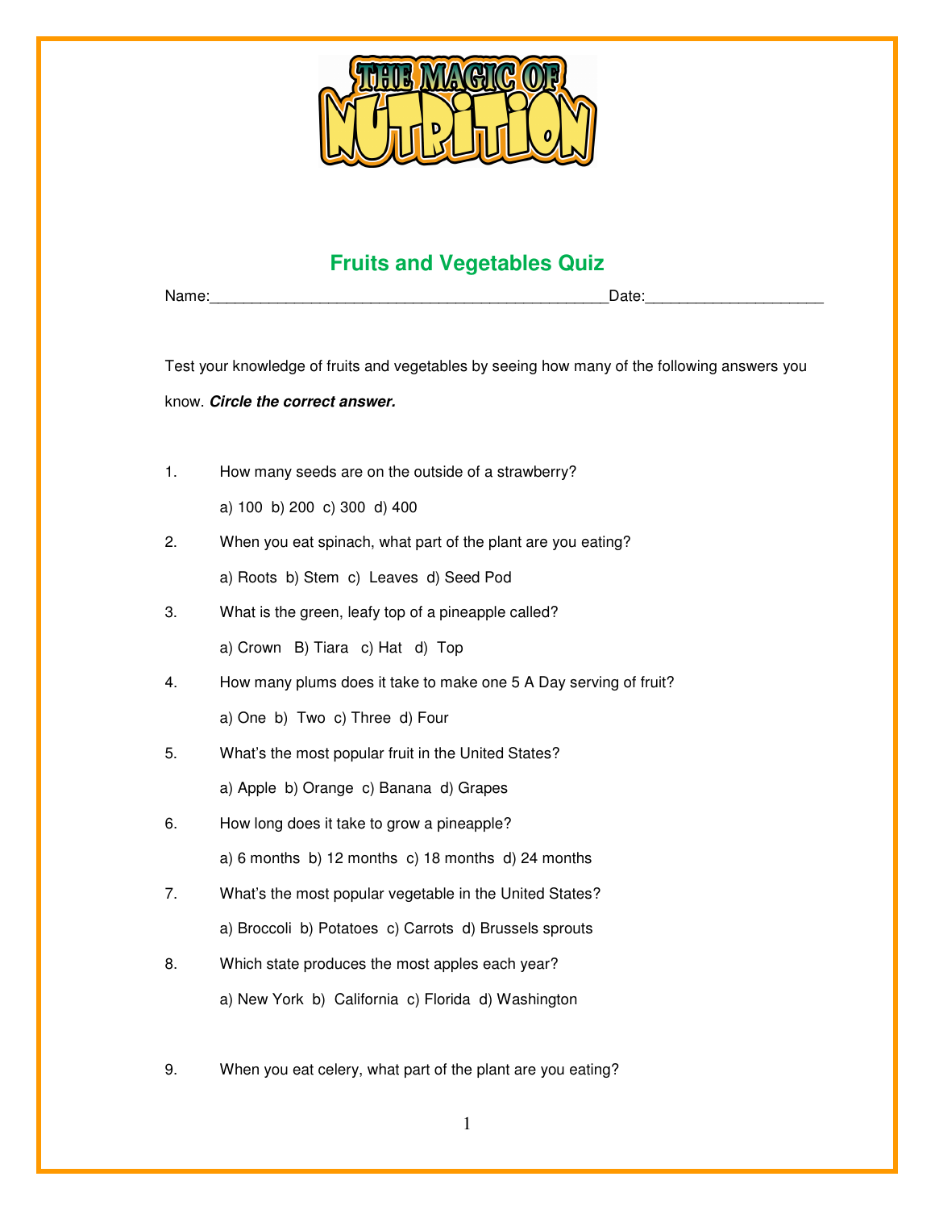# THE MAGIC OF NUTRITION

## Fruits and Vegetables Quiz

Name:_____________________________________________Date:____________________

Test your knowledge of fruits and vegetables by seeing how many of the following answers you know. ***Circle the correct answer.***

1. How many seeds are on the outside of a strawberry?

   a) 100 b) 200 c) 300 d) 400

2. When you eat spinach, what part of the plant are you eating?

   a) Roots b) Stem c) Leaves d) Seed Pod

3. What is the green, leafy top of a pineapple called?

   a) Crown B) Tiara c) Hat d) Top

4. How many plums does it take to make one 5 A Day serving of fruit?

   a) One b) Two c) Three d) Four

5. What's the most popular fruit in the United States?

   a) Apple b) Orange c) Banana d) Grapes

6. How long does it take to grow a pineapple?

   a) 6 months b) 12 months c) 18 months d) 24 months

7. What's the most popular vegetable in the United States?

   a) Broccoli b) Potatoes c) Carrots d) Brussels sprouts

8. Which state produces the most apples each year?

   a) New York b) California c) Florida d) Washington

9. When you eat celery, what part of the plant are you eating?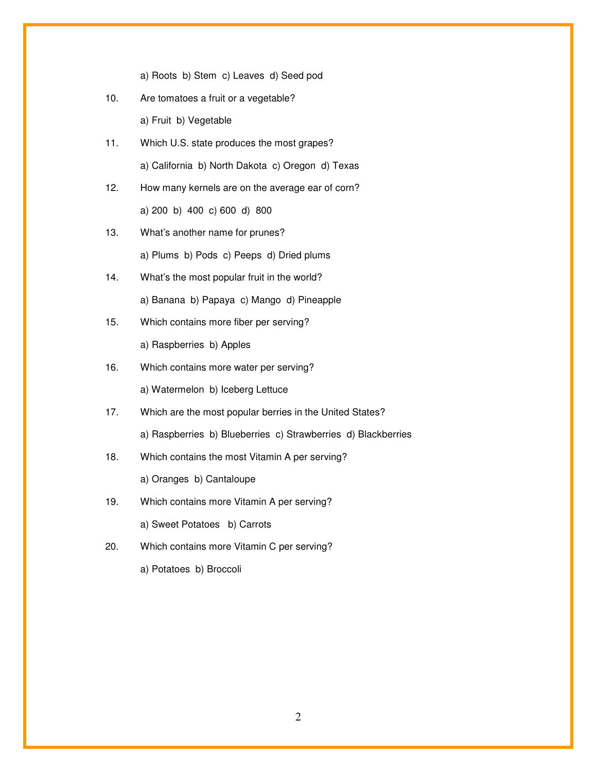a) Roots b) Stem c) Leaves d) Seed pod

10. Are tomatoes a fruit or a vegetable?

    a) Fruit b) Vegetable

11. Which U.S. state produces the most grapes?

    a) California b) North Dakota c) Oregon d) Texas

12. How many kernels are on the average ear of corn?

    a) 200 b) 400 c) 600 d) 800

13. What's another name for prunes?

    a) Plums b) Pods c) Peeps d) Dried plums

14. What's the most popular fruit in the world?

    a) Banana b) Papaya c) Mango d) Pineapple

15. Which contains more fiber per serving?

    a) Raspberries b) Apples

16. Which contains more water per serving?

    a) Watermelon b) Iceberg Lettuce

17. Which are the most popular berries in the United States?

    a) Raspberries b) Blueberries c) Strawberries d) Blackberries

18. Which contains the most Vitamin A per serving?

    a) Oranges b) Cantaloupe

19. Which contains more Vitamin A per serving?

    a) Sweet Potatoes b) Carrots

20. Which contains more Vitamin C per serving?

    a) Potatoes b) Broccoli